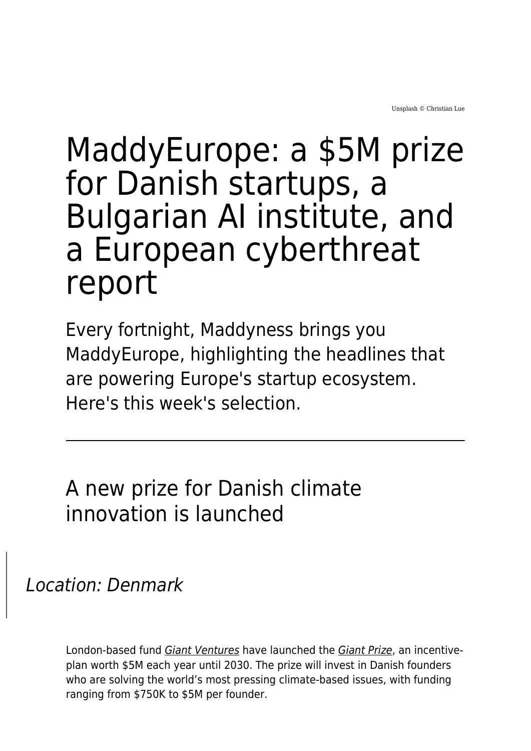Unsplash © Christian Lue

# MaddyEurope: a $5M prize for Danish startups, a Bulgarian AI institute, and a European cyberthreat report

Every fortnight, Maddyness brings you MaddyEurope, highlighting the headlines that are powering Europe's startup ecosystem. Here's this week's selection.

---

## A new prize for Danish climate innovation is launched

> *Location: Denmark*

London-based fund *Giant Ventures* have launched the *Giant Prize*, an incentive-plan worth $5M each year until 2030. The prize will invest in Danish founders who are solving the world's most pressing climate-based issues, with funding ranging from $750K to $5M per founder.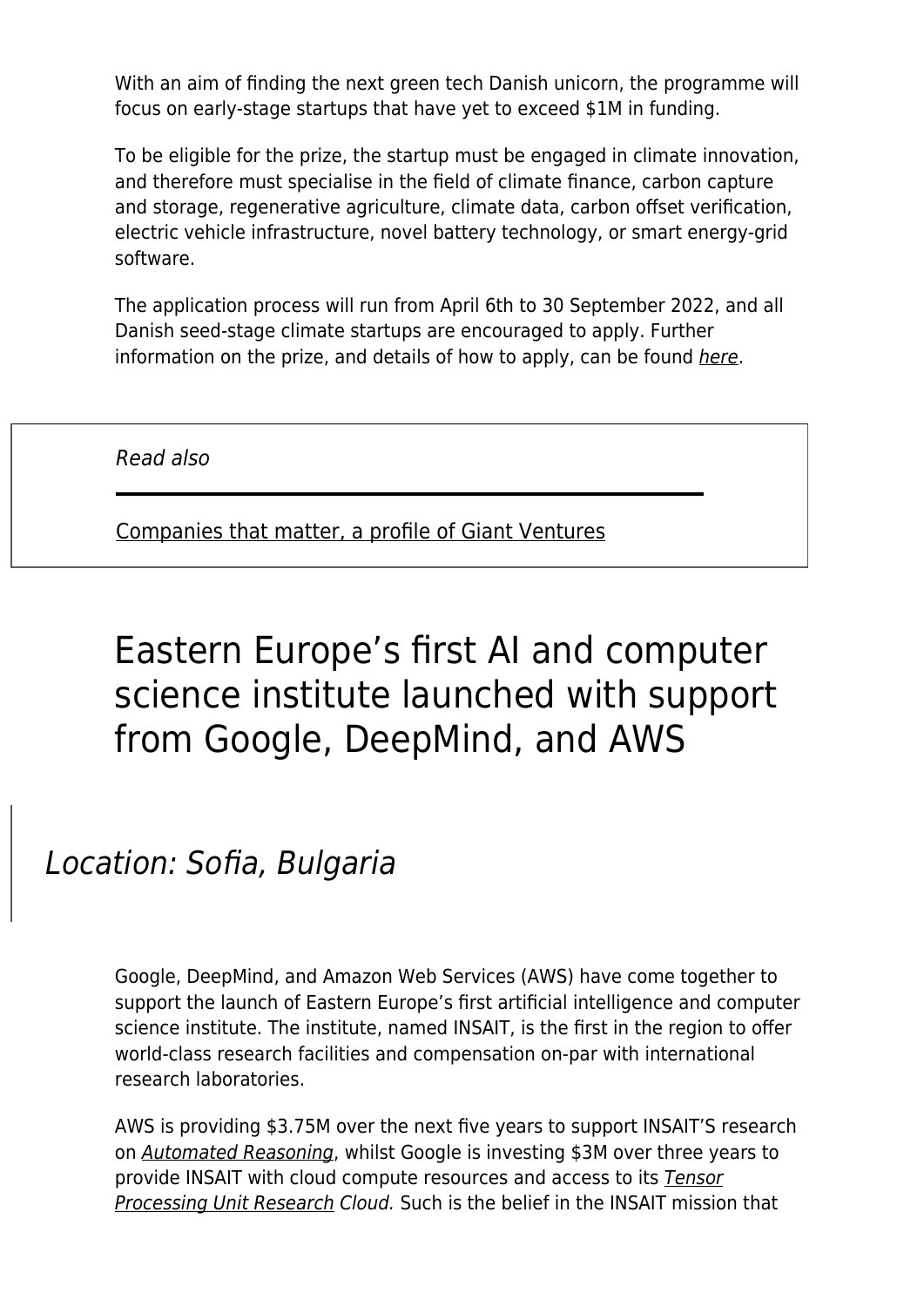With an aim of finding the next green tech Danish unicorn, the programme will focus on early-stage startups that have yet to exceed $1M in funding.

To be eligible for the prize, the startup must be engaged in climate innovation, and therefore must specialise in the field of climate finance, carbon capture and storage, regenerative agriculture, climate data, carbon offset verification, electric vehicle infrastructure, novel battery technology, or smart energy-grid software.

The application process will run from April 6th to 30 September 2022, and all Danish seed-stage climate startups are encouraged to apply. Further information on the prize, and details of how to apply, can be found *here*.

> *Read also*
>
> Companies that matter, a profile of Giant Ventures

# Eastern Europe's first AI and computer science institute launched with support from Google, DeepMind, and AWS

## *Location: Sofia, Bulgaria*

Google, DeepMind, and Amazon Web Services (AWS) have come together to support the launch of Eastern Europe's first artificial intelligence and computer science institute. The institute, named INSAIT, is the first in the region to offer world-class research facilities and compensation on-par with international research laboratories.

AWS is providing $3.75M over the next five years to support INSAIT'S research on *Automated Reasoning*, whilst Google is investing $3M over three years to provide INSAIT with cloud compute resources and access to its *Tensor Processing Unit Research Cloud.* Such is the belief in the INSAIT mission that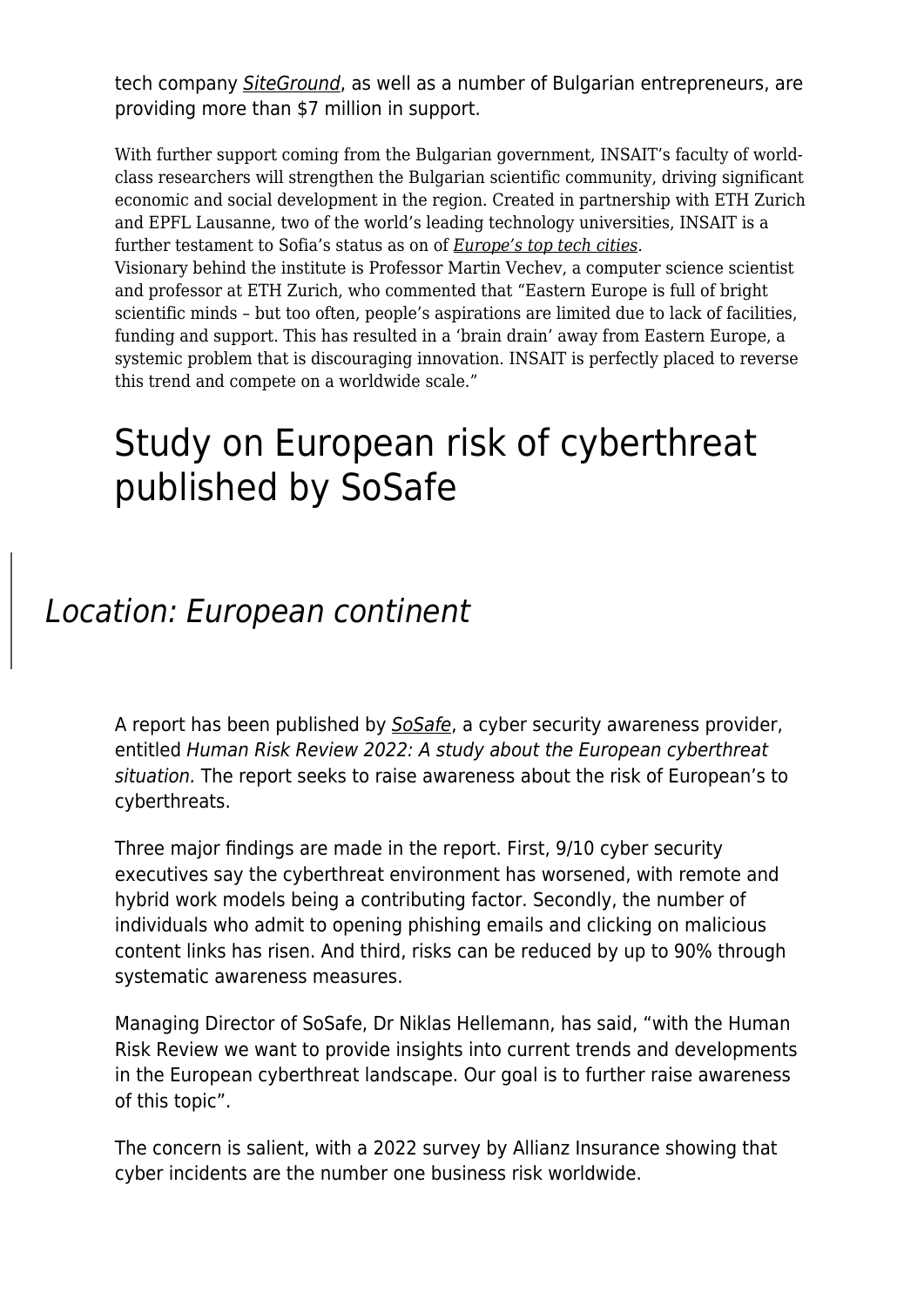tech company *SiteGround*, as well as a number of Bulgarian entrepreneurs, are providing more than $7 million in support.

With further support coming from the Bulgarian government, INSAIT's faculty of world-class researchers will strengthen the Bulgarian scientific community, driving significant economic and social development in the region. Created in partnership with ETH Zurich and EPFL Lausanne, two of the world's leading technology universities, INSAIT is a further testament to Sofia's status as on of *Europe's top tech cities*.
Visionary behind the institute is Professor Martin Vechev, a computer science scientist and professor at ETH Zurich, who commented that "Eastern Europe is full of bright scientific minds – but too often, people's aspirations are limited due to lack of facilities, funding and support. This has resulted in a 'brain drain' away from Eastern Europe, a systemic problem that is discouraging innovation. INSAIT is perfectly placed to reverse this trend and compete on a worldwide scale."

# Study on European risk of cyberthreat published by SoSafe

## *Location: European continent*

A report has been published by *SoSafe*, a cyber security awareness provider, entitled *Human Risk Review 2022: A study about the European cyberthreat situation.* The report seeks to raise awareness about the risk of European's to cyberthreats.

Three major findings are made in the report. First, 9/10 cyber security executives say the cyberthreat environment has worsened, with remote and hybrid work models being a contributing factor. Secondly, the number of individuals who admit to opening phishing emails and clicking on malicious content links has risen. And third, risks can be reduced by up to 90% through systematic awareness measures.

Managing Director of SoSafe, Dr Niklas Hellemann, has said, "with the Human Risk Review we want to provide insights into current trends and developments in the European cyberthreat landscape. Our goal is to further raise awareness of this topic".

The concern is salient, with a 2022 survey by Allianz Insurance showing that cyber incidents are the number one business risk worldwide.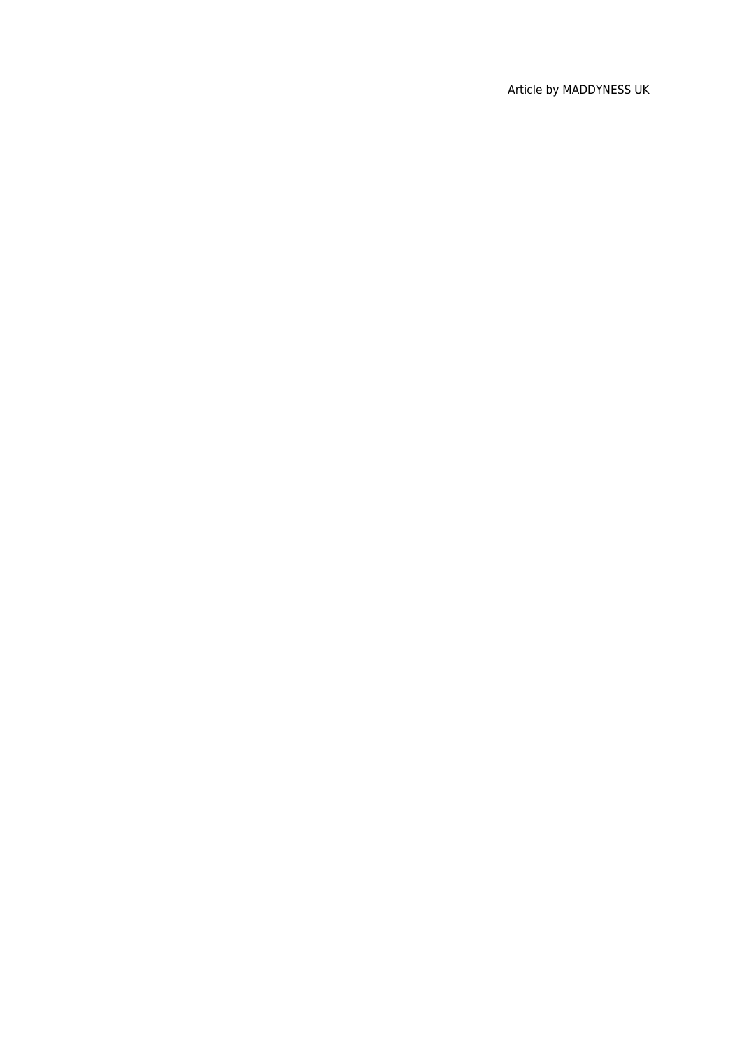Article by MADDYNESS UK